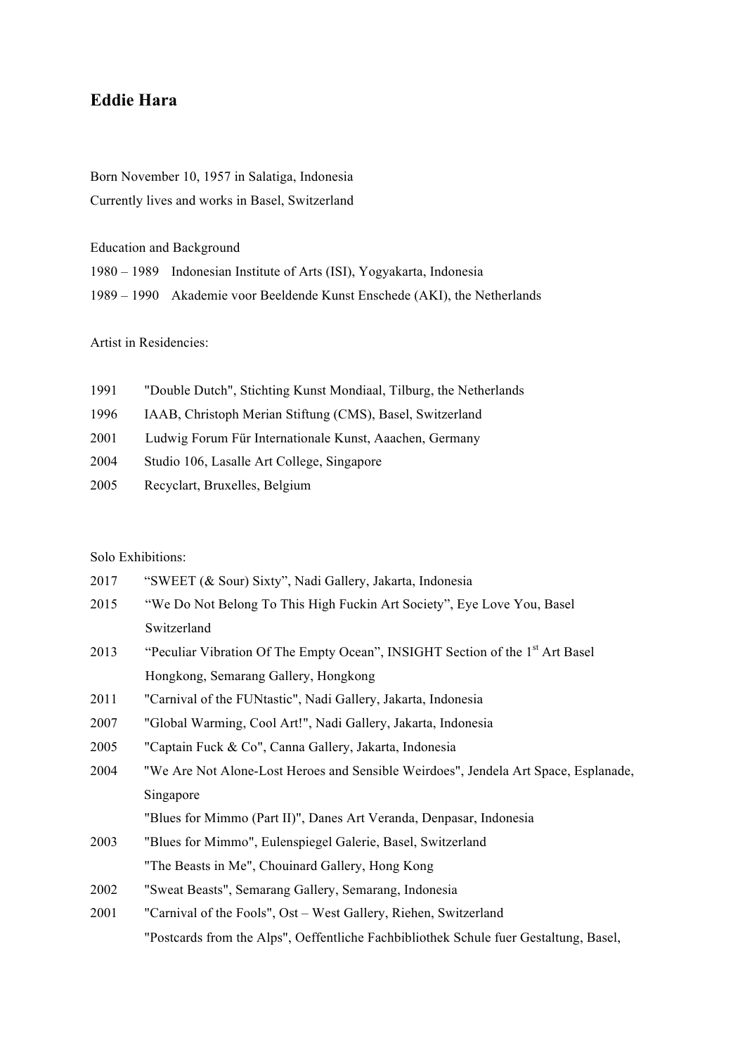# Eddie Hara

Born November 10, 1957 in Salatiga, Indonesia
Currently lives and works in Basel, Switzerland

Education and Background

1980 – 1989 Indonesian Institute of Arts (ISI), Yogyakarta, Indonesia
1989 – 1990 Akademie voor Beeldende Kunst Enschede (AKI), the Netherlands

Artist in Residencies:

1991 "Double Dutch", Stichting Kunst Mondiaal, Tilburg, the Netherlands
1996 IAAB, Christoph Merian Stiftung (CMS), Basel, Switzerland
2001 Ludwig Forum Für Internationale Kunst, Aaachen, Germany
2004 Studio 106, Lasalle Art College, Singapore
2005 Recyclart, Bruxelles, Belgium

Solo Exhibitions:

2017 "SWEET (& Sour) Sixty", Nadi Gallery, Jakarta, Indonesia
2015 "We Do Not Belong To This High Fuckin Art Society", Eye Love You, Basel Switzerland
2013 "Peculiar Vibration Of The Empty Ocean", INSIGHT Section of the 1st Art Basel Hongkong, Semarang Gallery, Hongkong
2011 "Carnival of the FUNtastic", Nadi Gallery, Jakarta, Indonesia
2007 "Global Warming, Cool Art!", Nadi Gallery, Jakarta, Indonesia
2005 "Captain Fuck & Co", Canna Gallery, Jakarta, Indonesia
2004 "We Are Not Alone-Lost Heroes and Sensible Weirdoes", Jendela Art Space, Esplanade, Singapore
"Blues for Mimmo (Part II)", Danes Art Veranda, Denpasar, Indonesia
2003 "Blues for Mimmo", Eulenspiegel Galerie, Basel, Switzerland
"The Beasts in Me", Chouinard Gallery, Hong Kong
2002 "Sweat Beasts", Semarang Gallery, Semarang, Indonesia
2001 "Carnival of the Fools", Ost – West Gallery, Riehen, Switzerland
"Postcards from the Alps", Oeffentliche Fachbibliothek Schule fuer Gestaltung, Basel,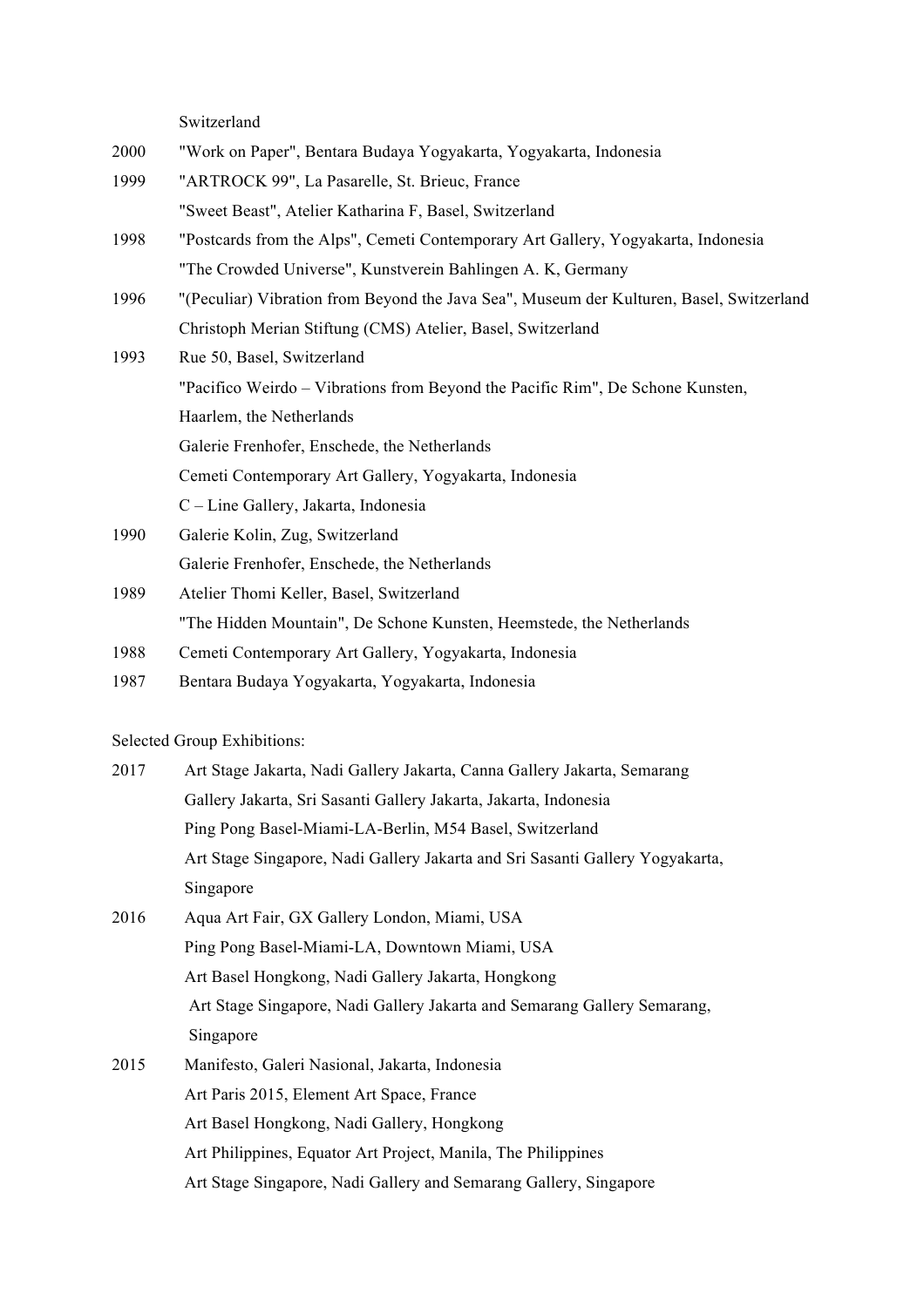Switzerland

2000 "Work on Paper", Bentara Budaya Yogyakarta, Yogyakarta, Indonesia

1999 "ARTROCK 99", La Pasarelle, St. Brieuc, France
"Sweet Beast", Atelier Katharina F, Basel, Switzerland

1998 "Postcards from the Alps", Cemeti Contemporary Art Gallery, Yogyakarta, Indonesia
"The Crowded Universe", Kunstverein Bahlingen A. K, Germany

1996 "(Peculiar) Vibration from Beyond the Java Sea", Museum der Kulturen, Basel, Switzerland
Christoph Merian Stiftung (CMS) Atelier, Basel, Switzerland

1993 Rue 50, Basel, Switzerland
"Pacifico Weirdo – Vibrations from Beyond the Pacific Rim", De Schone Kunsten, Haarlem, the Netherlands
Galerie Frenhofer, Enschede, the Netherlands
Cemeti Contemporary Art Gallery, Yogyakarta, Indonesia
C – Line Gallery, Jakarta, Indonesia

1990 Galerie Kolin, Zug, Switzerland
Galerie Frenhofer, Enschede, the Netherlands

1989 Atelier Thomi Keller, Basel, Switzerland
"The Hidden Mountain", De Schone Kunsten, Heemstede, the Netherlands

1988 Cemeti Contemporary Art Gallery, Yogyakarta, Indonesia

1987 Bentara Budaya Yogyakarta, Yogyakarta, Indonesia

Selected Group Exhibitions:

2017 Art Stage Jakarta, Nadi Gallery Jakarta, Canna Gallery Jakarta, Semarang Gallery Jakarta, Sri Sasanti Gallery Jakarta, Jakarta, Indonesia
Ping Pong Basel-Miami-LA-Berlin, M54 Basel, Switzerland
Art Stage Singapore, Nadi Gallery Jakarta and Sri Sasanti Gallery Yogyakarta, Singapore

2016 Aqua Art Fair, GX Gallery London, Miami, USA
Ping Pong Basel-Miami-LA, Downtown Miami, USA
Art Basel Hongkong, Nadi Gallery Jakarta, Hongkong
Art Stage Singapore, Nadi Gallery Jakarta and Semarang Gallery Semarang, Singapore

2015 Manifesto, Galeri Nasional, Jakarta, Indonesia
Art Paris 2015, Element Art Space, France
Art Basel Hongkong, Nadi Gallery, Hongkong
Art Philippines, Equator Art Project, Manila, The Philippines
Art Stage Singapore, Nadi Gallery and Semarang Gallery, Singapore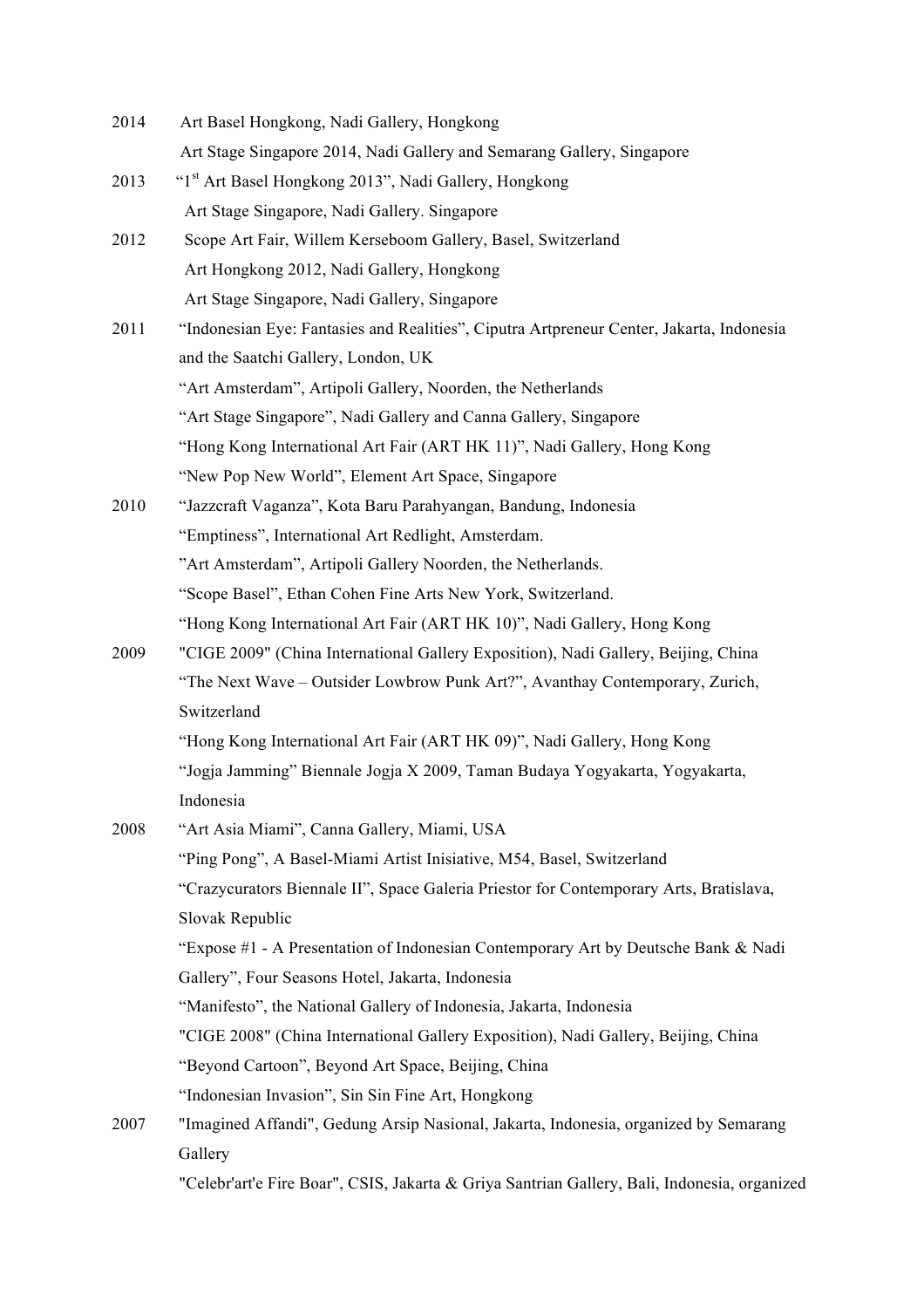2014 Art Basel Hongkong, Nadi Gallery, Hongkong
Art Stage Singapore 2014, Nadi Gallery and Semarang Gallery, Singapore

2013 "1st Art Basel Hongkong 2013", Nadi Gallery, Hongkong
Art Stage Singapore, Nadi Gallery. Singapore

2012 Scope Art Fair, Willem Kerseboom Gallery, Basel, Switzerland
Art Hongkong 2012, Nadi Gallery, Hongkong
Art Stage Singapore, Nadi Gallery, Singapore

2011 "Indonesian Eye: Fantasies and Realities", Ciputra Artpreneur Center, Jakarta, Indonesia and the Saatchi Gallery, London, UK
"Art Amsterdam", Artipoli Gallery, Noorden, the Netherlands
"Art Stage Singapore", Nadi Gallery and Canna Gallery, Singapore
"Hong Kong International Art Fair (ART HK 11)", Nadi Gallery, Hong Kong
"New Pop New World", Element Art Space, Singapore

2010 "Jazzcraft Vaganza", Kota Baru Parahyangan, Bandung, Indonesia
"Emptiness", International Art Redlight, Amsterdam.
"Art Amsterdam", Artipoli Gallery Noorden, the Netherlands.
"Scope Basel", Ethan Cohen Fine Arts New York, Switzerland.
"Hong Kong International Art Fair (ART HK 10)", Nadi Gallery, Hong Kong

2009 "CIGE 2009" (China International Gallery Exposition), Nadi Gallery, Beijing, China
"The Next Wave – Outsider Lowbrow Punk Art?", Avanthay Contemporary, Zurich, Switzerland
"Hong Kong International Art Fair (ART HK 09)", Nadi Gallery, Hong Kong
"Jogja Jamming" Biennale Jogja X 2009, Taman Budaya Yogyakarta, Yogyakarta, Indonesia

2008 "Art Asia Miami", Canna Gallery, Miami, USA
"Ping Pong", A Basel-Miami Artist Inisiative, M54, Basel, Switzerland
"Crazycurators Biennale II", Space Galeria Priestor for Contemporary Arts, Bratislava, Slovak Republic
"Expose #1 - A Presentation of Indonesian Contemporary Art by Deutsche Bank & Nadi Gallery", Four Seasons Hotel, Jakarta, Indonesia
"Manifesto", the National Gallery of Indonesia, Jakarta, Indonesia
"CIGE 2008" (China International Gallery Exposition), Nadi Gallery, Beijing, China
"Beyond Cartoon", Beyond Art Space, Beijing, China
"Indonesian Invasion", Sin Sin Fine Art, Hongkong

2007 "Imagined Affandi", Gedung Arsip Nasional, Jakarta, Indonesia, organized by Semarang Gallery
"Celebr'art'e Fire Boar", CSIS, Jakarta & Griya Santrian Gallery, Bali, Indonesia, organized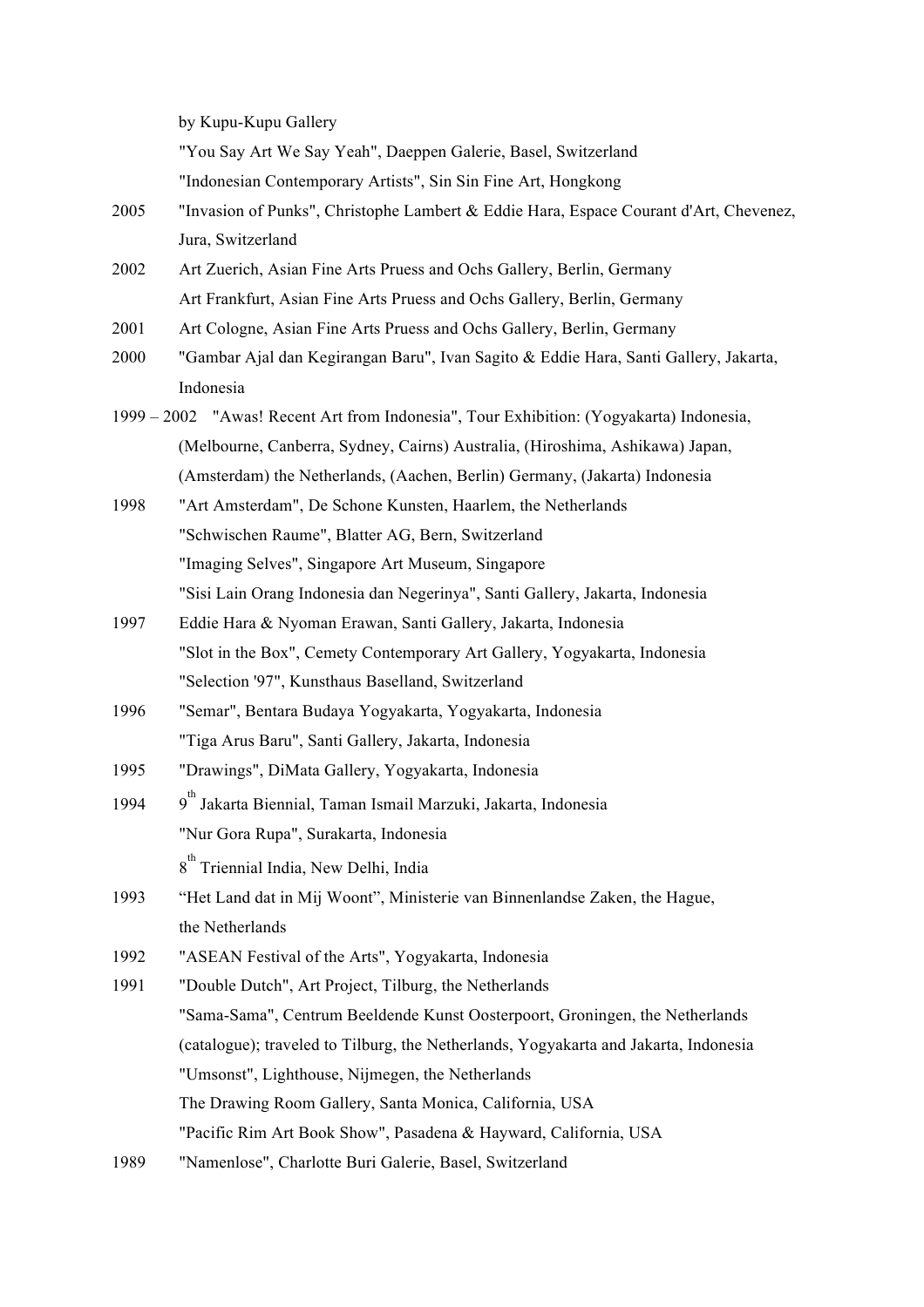by Kupu-Kupu Gallery

"You Say Art We Say Yeah", Daeppen Galerie, Basel, Switzerland

"Indonesian Contemporary Artists", Sin Sin Fine Art, Hongkong

2005 "Invasion of Punks", Christophe Lambert & Eddie Hara, Espace Courant d'Art, Chevenez, Jura, Switzerland

2002 Art Zuerich, Asian Fine Arts Pruess and Ochs Gallery, Berlin, Germany

Art Frankfurt, Asian Fine Arts Pruess and Ochs Gallery, Berlin, Germany

2001 Art Cologne, Asian Fine Arts Pruess and Ochs Gallery, Berlin, Germany

2000 "Gambar Ajal dan Kegirangan Baru", Ivan Sagito & Eddie Hara, Santi Gallery, Jakarta, Indonesia

1999 – 2002 "Awas! Recent Art from Indonesia", Tour Exhibition: (Yogyakarta) Indonesia, (Melbourne, Canberra, Sydney, Cairns) Australia, (Hiroshima, Ashikawa) Japan, (Amsterdam) the Netherlands, (Aachen, Berlin) Germany, (Jakarta) Indonesia

1998 "Art Amsterdam", De Schone Kunsten, Haarlem, the Netherlands

"Schwischen Raume", Blatter AG, Bern, Switzerland

"Imaging Selves", Singapore Art Museum, Singapore

"Sisi Lain Orang Indonesia dan Negerinya", Santi Gallery, Jakarta, Indonesia

1997 Eddie Hara & Nyoman Erawan, Santi Gallery, Jakarta, Indonesia

"Slot in the Box", Cemety Contemporary Art Gallery, Yogyakarta, Indonesia

"Selection '97", Kunsthaus Baselland, Switzerland

1996 "Semar", Bentara Budaya Yogyakarta, Yogyakarta, Indonesia

"Tiga Arus Baru", Santi Gallery, Jakarta, Indonesia

1995 "Drawings", DiMata Gallery, Yogyakarta, Indonesia

1994 9th Jakarta Biennial, Taman Ismail Marzuki, Jakarta, Indonesia

"Nur Gora Rupa", Surakarta, Indonesia

8th Triennial India, New Delhi, India

1993 "Het Land dat in Mij Woont", Ministerie van Binnenlandse Zaken, the Hague, the Netherlands

1992 "ASEAN Festival of the Arts", Yogyakarta, Indonesia

1991 "Double Dutch", Art Project, Tilburg, the Netherlands

"Sama-Sama", Centrum Beeldende Kunst Oosterpoort, Groningen, the Netherlands (catalogue); traveled to Tilburg, the Netherlands, Yogyakarta and Jakarta, Indonesia

"Umsonst", Lighthouse, Nijmegen, the Netherlands

The Drawing Room Gallery, Santa Monica, California, USA

"Pacific Rim Art Book Show", Pasadena & Hayward, California, USA

1989 "Namenlose", Charlotte Buri Galerie, Basel, Switzerland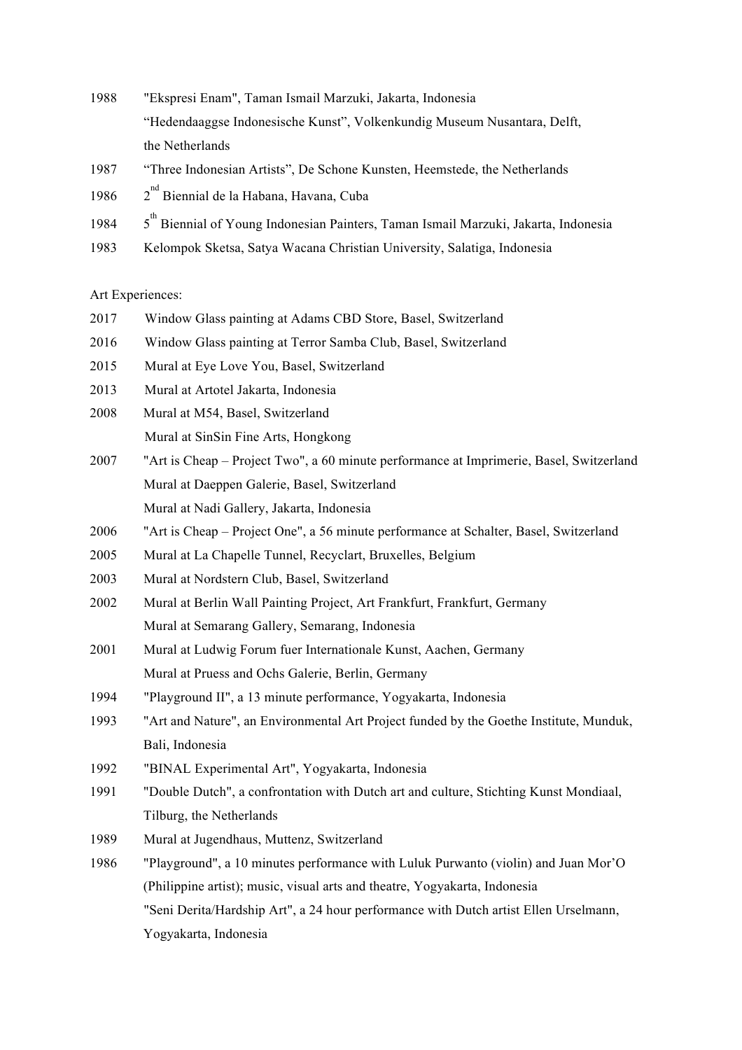1988 "Ekspresi Enam", Taman Ismail Marzuki, Jakarta, Indonesia
"Hedendaaggse Indonesische Kunst", Volkenkundig Museum Nusantara, Delft, the Netherlands

1987 "Three Indonesian Artists", De Schone Kunsten, Heemstede, the Netherlands

1986 2nd Biennial de la Habana, Havana, Cuba

1984 5th Biennial of Young Indonesian Painters, Taman Ismail Marzuki, Jakarta, Indonesia

1983 Kelompok Sketsa, Satya Wacana Christian University, Salatiga, Indonesia

Art Experiences:

2017 Window Glass painting at Adams CBD Store, Basel, Switzerland

2016 Window Glass painting at Terror Samba Club, Basel, Switzerland

2015 Mural at Eye Love You, Basel, Switzerland

2013 Mural at Artotel Jakarta, Indonesia

2008 Mural at M54, Basel, Switzerland
Mural at SinSin Fine Arts, Hongkong

2007 "Art is Cheap – Project Two", a 60 minute performance at Imprimerie, Basel, Switzerland
Mural at Daeppen Galerie, Basel, Switzerland
Mural at Nadi Gallery, Jakarta, Indonesia

2006 "Art is Cheap – Project One", a 56 minute performance at Schalter, Basel, Switzerland

2005 Mural at La Chapelle Tunnel, Recyclart, Bruxelles, Belgium

2003 Mural at Nordstern Club, Basel, Switzerland

2002 Mural at Berlin Wall Painting Project, Art Frankfurt, Frankfurt, Germany
Mural at Semarang Gallery, Semarang, Indonesia

2001 Mural at Ludwig Forum fuer Internationale Kunst, Aachen, Germany
Mural at Pruess and Ochs Galerie, Berlin, Germany

1994 "Playground II", a 13 minute performance, Yogyakarta, Indonesia

1993 "Art and Nature", an Environmental Art Project funded by the Goethe Institute, Munduk, Bali, Indonesia

1992 "BINAL Experimental Art", Yogyakarta, Indonesia

1991 "Double Dutch", a confrontation with Dutch art and culture, Stichting Kunst Mondiaal, Tilburg, the Netherlands

1989 Mural at Jugendhaus, Muttenz, Switzerland

1986 "Playground", a 10 minutes performance with Luluk Purwanto (violin) and Juan Mor'O (Philippine artist); music, visual arts and theatre, Yogyakarta, Indonesia
"Seni Derita/Hardship Art", a 24 hour performance with Dutch artist Ellen Urselmann, Yogyakarta, Indonesia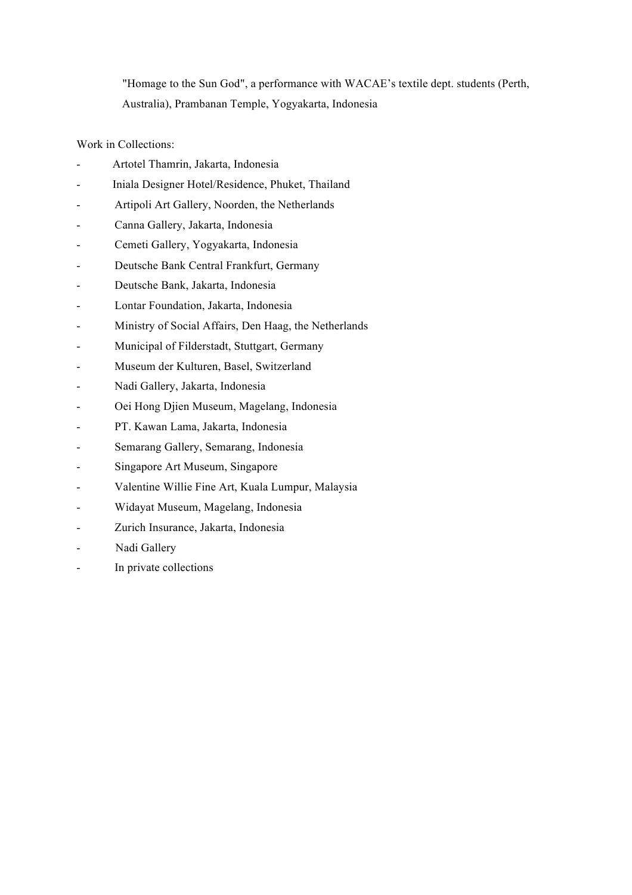"Homage to the Sun God", a performance with WACAE's textile dept. students (Perth, Australia), Prambanan Temple, Yogyakarta, Indonesia

Work in Collections:

- Artotel Thamrin, Jakarta, Indonesia
- Iniala Designer Hotel/Residence, Phuket, Thailand
- Artipoli Art Gallery, Noorden, the Netherlands
- Canna Gallery, Jakarta, Indonesia
- Cemeti Gallery, Yogyakarta, Indonesia
- Deutsche Bank Central Frankfurt, Germany
- Deutsche Bank, Jakarta, Indonesia
- Lontar Foundation, Jakarta, Indonesia
- Ministry of Social Affairs, Den Haag, the Netherlands
- Municipal of Filderstadt, Stuttgart, Germany
- Museum der Kulturen, Basel, Switzerland
- Nadi Gallery, Jakarta, Indonesia
- Oei Hong Djien Museum, Magelang, Indonesia
- PT. Kawan Lama, Jakarta, Indonesia
- Semarang Gallery, Semarang, Indonesia
- Singapore Art Museum, Singapore
- Valentine Willie Fine Art, Kuala Lumpur, Malaysia
- Widayat Museum, Magelang, Indonesia
- Zurich Insurance, Jakarta, Indonesia
- Nadi Gallery
- In private collections